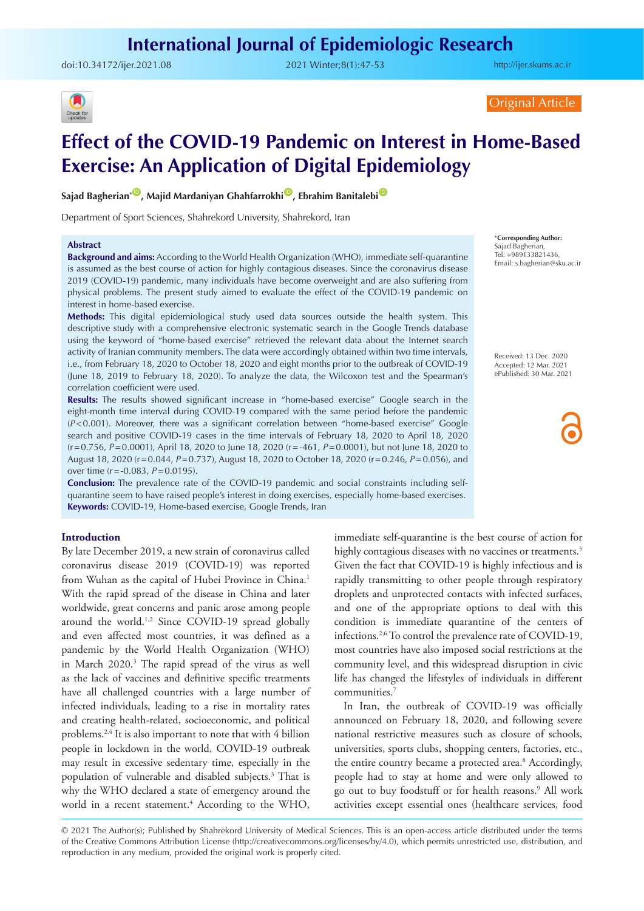Original Article

# Effect of the COVID-19 Pandemic on Interest in Home-Based Exercise: An Application of Digital Epidemiology

**Sajad Bagherian*, Majid Mardaniyan Ghahfarrokhi, Ebrahim Banitalebi**

Department of Sport Sciences, Shahrekord University, Shahrekord, Iran

*Corresponding Author: Sajad Bagherian, Tel: +989133821436, Email: s.bagherian@sku.ac.ir

Received: 13 Dec. 2020
Accepted: 12 Mar. 2021
ePublished: 30 Mar. 2021

## Abstract

**Background and aims:** According to the World Health Organization (WHO), immediate self-quarantine is assumed as the best course of action for highly contagious diseases. Since the coronavirus disease 2019 (COVID-19) pandemic, many individuals have become overweight and are also suffering from physical problems. The present study aimed to evaluate the effect of the COVID-19 pandemic on interest in home-based exercise.

**Methods:** This digital epidemiological study used data sources outside the health system. This descriptive study with a comprehensive electronic systematic search in the Google Trends database using the keyword of "home-based exercise" retrieved the relevant data about the Internet search activity of Iranian community members. The data were accordingly obtained within two time intervals, i.e., from February 18, 2020 to October 18, 2020 and eight months prior to the outbreak of COVID-19 (June 18, 2019 to February 18, 2020). To analyze the data, the Wilcoxon test and the Spearman's correlation coefficient were used.

**Results:** The results showed significant increase in "home-based exercise" Google search in the eight-month time interval during COVID-19 compared with the same period before the pandemic ($P<0.001$). Moreover, there was a significant correlation between "home-based exercise" Google search and positive COVID-19 cases in the time intervals of February 18, 2020 to April 18, 2020 ($r=0.756$, $P=0.0001$), April 18, 2020 to June 18, 2020 ($r=-461$, $P=0.0001$), but not June 18, 2020 to August 18, 2020 ($r=0.044$, $P=0.737$), August 18, 2020 to October 18, 2020 ($r=0.246$, $P=0.056$), and over time ($r=-0.083$, $P=0.0195$).

**Conclusion:** The prevalence rate of the COVID-19 pandemic and social constraints including self-quarantine seem to have raised people's interest in doing exercises, especially home-based exercises.

**Keywords:** COVID-19, Home-based exercise, Google Trends, Iran

## Introduction

By late December 2019, a new strain of coronavirus called coronavirus disease 2019 (COVID-19) was reported from Wuhan as the capital of Hubei Province in China.[1] With the rapid spread of the disease in China and later worldwide, great concerns and panic arose among people around the world.[1,2] Since COVID-19 spread globally and even affected most countries, it was defined as a pandemic by the World Health Organization (WHO) in March 2020.[3] The rapid spread of the virus as well as the lack of vaccines and definitive specific treatments have all challenged countries with a large number of infected individuals, leading to a rise in mortality rates and creating health-related, socioeconomic, and political problems.[2,4] It is also important to note that with 4 billion people in lockdown in the world, COVID-19 outbreak may result in excessive sedentary time, especially in the population of vulnerable and disabled subjects.[3] That is why the WHO declared a state of emergency around the world in a recent statement.[4] According to the WHO, immediate self-quarantine is the best course of action for highly contagious diseases with no vaccines or treatments.[5] Given the fact that COVID-19 is highly infectious and is rapidly transmitting to other people through respiratory droplets and unprotected contacts with infected surfaces, and one of the appropriate options to deal with this condition is immediate quarantine of the centers of infections.[2,6] To control the prevalence rate of COVID-19, most countries have also imposed social restrictions at the community level, and this widespread disruption in civic life has changed the lifestyles of individuals in different communities.[7]

In Iran, the outbreak of COVID-19 was officially announced on February 18, 2020, and following severe national restrictive measures such as closure of schools, universities, sports clubs, shopping centers, factories, etc., the entire country became a protected area.[8] Accordingly, people had to stay at home and were only allowed to go out to buy foodstuff or for health reasons.[9] All work activities except essential ones (healthcare services, food

© 2021 The Author(s); Published by Shahrekord University of Medical Sciences. This is an open-access article distributed under the terms of the Creative Commons Attribution License (http://creativecommons.org/licenses/by/4.0), which permits unrestricted use, distribution, and reproduction in any medium, provided the original work is properly cited.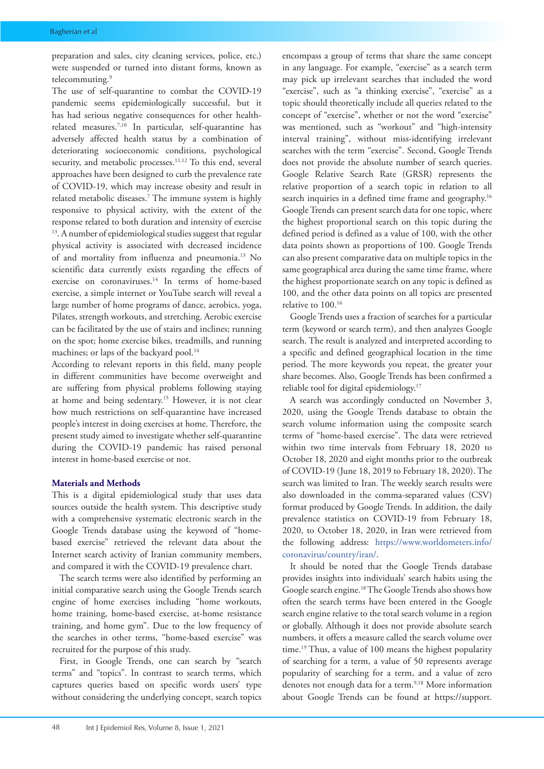preparation and sales, city cleaning services, police, etc.) were suspended or turned into distant forms, known as telecommuting.[9]

The use of self-quarantine to combat the COVID-19 pandemic seems epidemiologically successful, but it has had serious negative consequences for other health-related measures.[7-10] In particular, self-quarantine has adversely affected health status by a combination of deteriorating socioeconomic conditions, psychological security, and metabolic processes.[11,12] To this end, several approaches have been designed to curb the prevalence rate of COVID-19, which may increase obesity and result in related metabolic diseases.[7] The immune system is highly responsive to physical activity, with the extent of the response related to both duration and intensity of exercise [13]. A number of epidemiological studies suggest that regular physical activity is associated with decreased incidence of and mortality from influenza and pneumonia.[13] No scientific data currently exists regarding the effects of exercise on coronaviruses.[14] In terms of home-based exercise, a simple internet or YouTube search will reveal a large number of home programs of dance, aerobics, yoga, Pilates, strength workouts, and stretching. Aerobic exercise can be facilitated by the use of stairs and inclines; running on the spot; home exercise bikes, treadmills, and running machines; or laps of the backyard pool.[14]

According to relevant reports in this field, many people in different communities have become overweight and are suffering from physical problems following staying at home and being sedentary.[15] However, it is not clear how much restrictions on self-quarantine have increased people's interest in doing exercises at home. Therefore, the present study aimed to investigate whether self-quarantine during the COVID-19 pandemic has raised personal interest in home-based exercise or not.

## Materials and Methods

This is a digital epidemiological study that uses data sources outside the health system. This descriptive study with a comprehensive systematic electronic search in the Google Trends database using the keyword of "home-based exercise" retrieved the relevant data about the Internet search activity of Iranian community members, and compared it with the COVID-19 prevalence chart.

The search terms were also identified by performing an initial comparative search using the Google Trends search engine of home exercises including "home workouts, home training, home-based exercise, at-home resistance training, and home gym". Due to the low frequency of the searches in other terms, "home-based exercise" was recruited for the purpose of this study.

First, in Google Trends, one can search by "search terms" and "topics". In contrast to search terms, which captures queries based on specific words users' type without considering the underlying concept, search topics encompass a group of terms that share the same concept in any language. For example, "exercise" as a search term may pick up irrelevant searches that included the word "exercise", such as "a thinking exercise", "exercise" as a topic should theoretically include all queries related to the concept of "exercise", whether or not the word "exercise" was mentioned, such as "workout" and "high-intensity interval training", without miss-identifying irrelevant searches with the term "exercise". Second, Google Trends does not provide the absolute number of search queries. Google Relative Search Rate (GRSR) represents the relative proportion of a search topic in relation to all search inquiries in a defined time frame and geography.[16] Google Trends can present search data for one topic, where the highest proportional search on this topic during the defined period is defined as a value of 100, with the other data points shown as proportions of 100. Google Trends can also present comparative data on multiple topics in the same geographical area during the same time frame, where the highest proportionate search on any topic is defined as 100, and the other data points on all topics are presented relative to 100.[16]

Google Trends uses a fraction of searches for a particular term (keyword or search term), and then analyzes Google search. The result is analyzed and interpreted according to a specific and defined geographical location in the time period. The more keywords you repeat, the greater your share becomes. Also, Google Trends has been confirmed a reliable tool for digital epidemiology.[17]

A search was accordingly conducted on November 3, 2020, using the Google Trends database to obtain the search volume information using the composite search terms of "home-based exercise". The data were retrieved within two time intervals from February 18, 2020 to October 18, 2020 and eight months prior to the outbreak of COVID-19 (June 18, 2019 to February 18, 2020). The search was limited to Iran. The weekly search results were also downloaded in the comma-separated values (CSV) format produced by Google Trends. In addition, the daily prevalence statistics on COVID-19 from February 18, 2020, to October 18, 2020, in Iran were retrieved from the following address: https://www.worldometers.info/coronavirus/country/iran/.

It should be noted that the Google Trends database provides insights into individuals' search habits using the Google search engine.[18] The Google Trends also shows how often the search terms have been entered in the Google search engine relative to the total search volume in a region or globally. Although it does not provide absolute search numbers, it offers a measure called the search volume over time.[19] Thus, a value of 100 means the highest popularity of searching for a term, a value of 50 represents average popularity of searching for a term, and a value of zero denotes not enough data for a term.[9,18] More information about Google Trends can be found at https://support.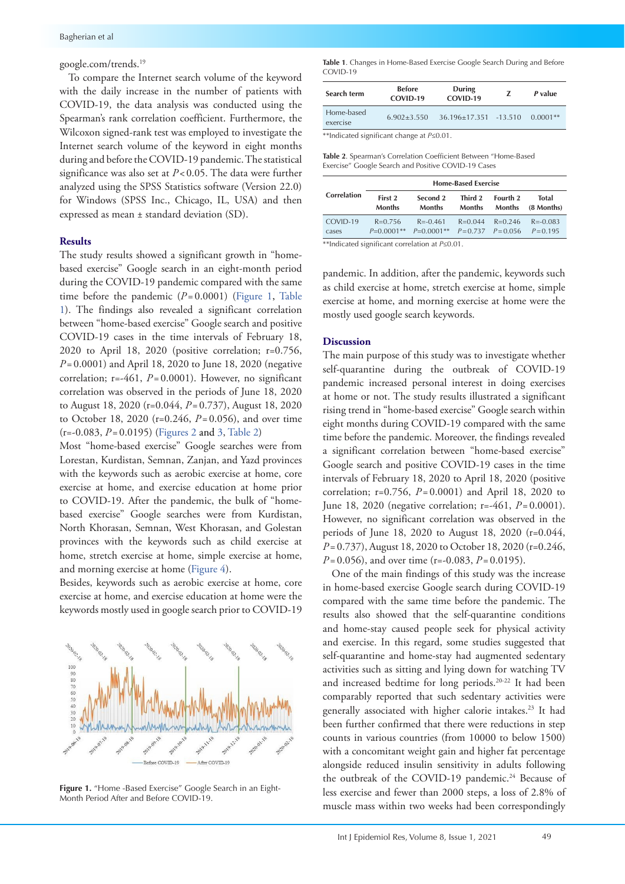google.com/trends.[19]

To compare the Internet search volume of the keyword with the daily increase in the number of patients with COVID-19, the data analysis was conducted using the Spearman's rank correlation coefficient. Furthermore, the Wilcoxon signed-rank test was employed to investigate the Internet search volume of the keyword in eight months during and before the COVID-19 pandemic. The statistical significance was also set at $P < 0.05$. The data were further analyzed using the SPSS Statistics software (Version 22.0) for Windows (SPSS Inc., Chicago, IL, USA) and then expressed as mean ± standard deviation (SD).

## Results

The study results showed a significant growth in "home-based exercise" Google search in an eight-month period during the COVID-19 pandemic compared with the same time before the pandemic ($P = 0.0001$) (Figure 1, Table 1). The findings also revealed a significant correlation between "home-based exercise" Google search and positive COVID-19 cases in the time intervals of February 18, 2020 to April 18, 2020 (positive correlation; r=0.756, $P = 0.0001$) and April 18, 2020 to June 18, 2020 (negative correlation; r=-461, $P = 0.0001$). However, no significant correlation was observed in the periods of June 18, 2020 to August 18, 2020 (r=0.044, $P = 0.737$), August 18, 2020 to October 18, 2020 (r=0.246, $P = 0.056$), and over time (r=-0.083, $P = 0.0195$) (Figures 2 and 3, Table 2)

Most "home-based exercise" Google searches were from Lorestan, Kurdistan, Semnan, Zanjan, and Yazd provinces with the keywords such as aerobic exercise at home, core exercise at home, and exercise education at home prior to COVID-19. After the pandemic, the bulk of "home-based exercise" Google searches were from Kurdistan, North Khorasan, Semnan, West Khorasan, and Golestan provinces with the keywords such as child exercise at home, stretch exercise at home, simple exercise at home, and morning exercise at home (Figure 4).

Besides, keywords such as aerobic exercise at home, core exercise at home, and exercise education at home were the keywords mostly used in google search prior to COVID-19 pandemic. In addition, after the pandemic, keywords such as child exercise at home, stretch exercise at home, simple exercise at home, and morning exercise at home were the mostly used google search keywords.

2020-02-18 2020-03-18 2020-04-18 2020-05-18 2020-06-18 2020-07-18 2020-08-18 2020-09-18 2020-10-18

100 90 80 70 60 50 40 30 20 10 0

2019-06-18 2019-07-18 2019-08-18 2019-09-18 2019-10-18 2019-11-18 2019-12-18 2020-01-18 2020-02-18

Before COVID-19 — After COVID-19

**Figure 1.** "Home -Based Exercise" Google Search in an Eight-Month Period After and Before COVID-19.

**Table 1**. Changes in Home-Based Exercise Google Search During and Before COVID-19

| Search term | Before COVID-19 | During COVID-19 | Z | *P* value |
|---|---|---|---|---|
| Home-based exercise | 6.902±3.550 | 36.196±17.351 | -13.510 | 0.0001** |

**Indicated significant change at $P \leq 0.01$.

**Table 2**. Spearman's Correlation Coefficient Between "Home-Based Exercise" Google Search and Positive COVID-19 Cases

| Correlation | Home-Based Exercise | | | | |
|---|---|---|---|---|---|
| | First 2 Months | Second 2 Months | Third 2 Months | Fourth 2 Months | Total (8 Months) |
| COVID-19 cases | R=0.756 $P = 0.0001$** | R=-0.461 $P = 0.0001$** | R=0.044 $P = 0.737$ | R=0.246 $P = 0.056$ | R=-0.083 $P = 0.195$ |

**Indicated significant correlation at $P \leq 0.01$.

## Discussion

The main purpose of this study was to investigate whether self-quarantine during the outbreak of COVID-19 pandemic increased personal interest in doing exercises at home or not. The study results illustrated a significant rising trend in "home-based exercise" Google search within eight months during COVID-19 compared with the same time before the pandemic. Moreover, the findings revealed a significant correlation between "home-based exercise" Google search and positive COVID-19 cases in the time intervals of February 18, 2020 to April 18, 2020 (positive correlation; r=0.756, $P = 0.0001$) and April 18, 2020 to June 18, 2020 (negative correlation; r=-461, $P = 0.0001$). However, no significant correlation was observed in the periods of June 18, 2020 to August 18, 2020 (r=0.044, $P = 0.737$), August 18, 2020 to October 18, 2020 (r=0.246, $P = 0.056$), and over time (r=-0.083, $P = 0.0195$).

One of the main findings of this study was the increase in home-based exercise Google search during COVID-19 compared with the same time before the pandemic. The results also showed that the self-quarantine conditions and home-stay caused people seek for physical activity and exercise. In this regard, some studies suggested that self-quarantine and home-stay had augmented sedentary activities such as sitting and lying down for watching TV and increased bedtime for long periods.[20-22] It had been comparably reported that such sedentary activities were generally associated with higher calorie intakes.[23] It had been further confirmed that there were reductions in step counts in various countries (from 10000 to below 1500) with a concomitant weight gain and higher fat percentage alongside reduced insulin sensitivity in adults following the outbreak of the COVID-19 pandemic.[24] Because of less exercise and fewer than 2000 steps, a loss of 2.8% of muscle mass within two weeks had been correspondingly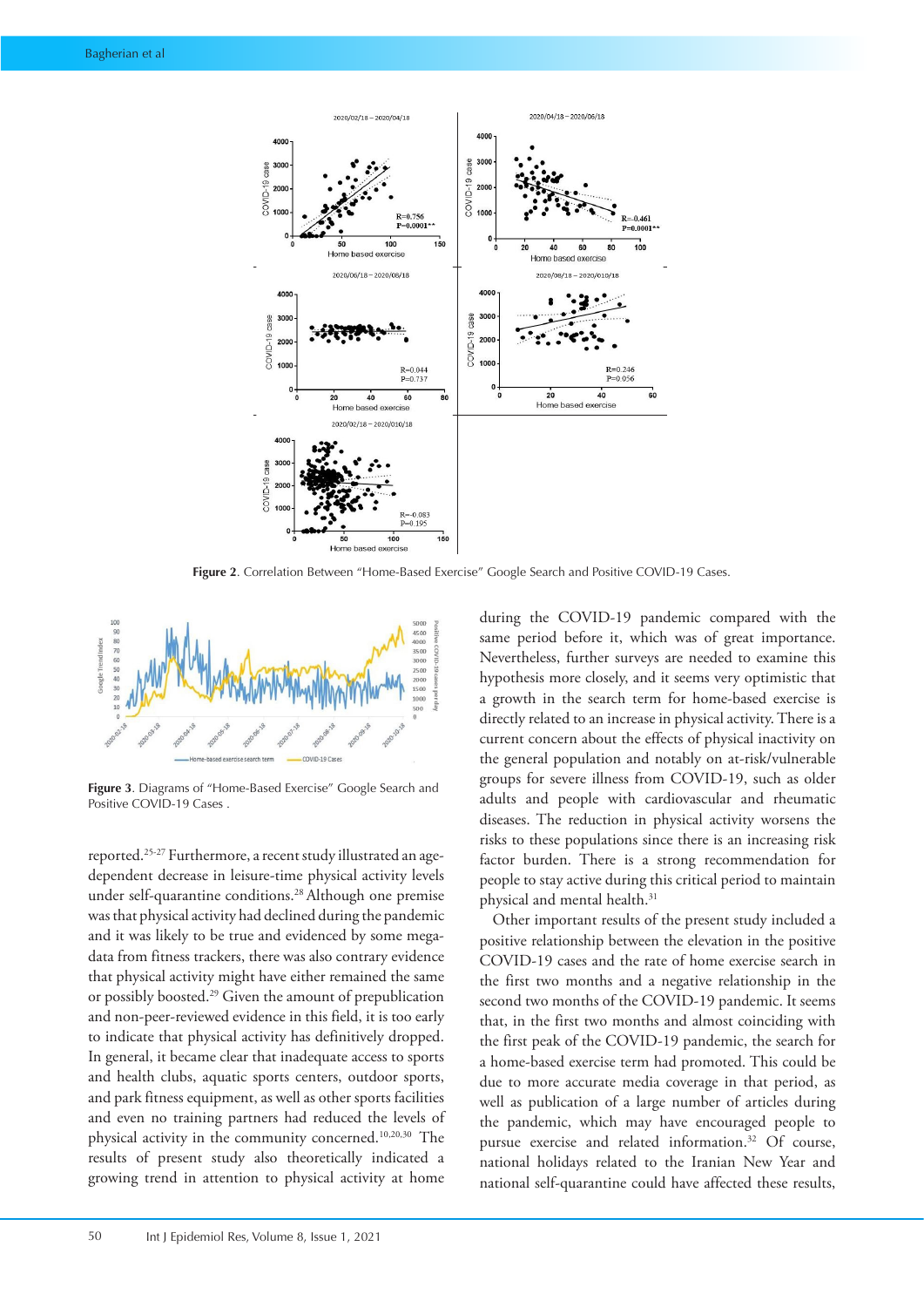2020/02/18 – 2020/04/18

COVID-19 case

Home based exercise

R=0.756
P=0.0001**

2020/04/18 – 2020/06/18

COVID-19 case

Home based exercise

R=-0.461
P=0.0001**

2020/06/18 – 2020/08/18

COVID-19 case

Home based exercise

R=0.044
P=0.737

2020/08/18 – 2020/010/18

COVID-19 case

Home based exercise

R=0.246
P=0.056

2020/02/18 – 2020/010/18

COVID-19 case

Home based exercise

R=-0.083
P=0.195

**Figure 2**. Correlation Between "Home-Based Exercise" Google Search and Positive COVID-19 Cases.

Google Trend Index

Positive COVID-19 cases per day

Home-based exercise search term

COVID-19 Cases

**Figure 3**. Diagrams of "Home-Based Exercise" Google Search and Positive COVID-19 Cases .

reported.[25-27] Furthermore, a recent study illustrated an age-dependent decrease in leisure-time physical activity levels under self-quarantine conditions.[28] Although one premise was that physical activity had declined during the pandemic and it was likely to be true and evidenced by some mega-data from fitness trackers, there was also contrary evidence that physical activity might have either remained the same or possibly boosted.[29] Given the amount of prepublication and non-peer-reviewed evidence in this field, it is too early to indicate that physical activity has definitively dropped. In general, it became clear that inadequate access to sports and health clubs, aquatic sports centers, outdoor sports, and park fitness equipment, as well as other sports facilities and even no training partners had reduced the levels of physical activity in the community concerned.[10,20,30] The results of present study also theoretically indicated a growing trend in attention to physical activity at home during the COVID-19 pandemic compared with the same period before it, which was of great importance. Nevertheless, further surveys are needed to examine this hypothesis more closely, and it seems very optimistic that a growth in the search term for home-based exercise is directly related to an increase in physical activity. There is a current concern about the effects of physical inactivity on the general population and notably on at-risk/vulnerable groups for severe illness from COVID-19, such as older adults and people with cardiovascular and rheumatic diseases. The reduction in physical activity worsens the risks to these populations since there is an increasing risk factor burden. There is a strong recommendation for people to stay active during this critical period to maintain physical and mental health.[31]

Other important results of the present study included a positive relationship between the elevation in the positive COVID-19 cases and the rate of home exercise search in the first two months and a negative relationship in the second two months of the COVID-19 pandemic. It seems that, in the first two months and almost coinciding with the first peak of the COVID-19 pandemic, the search for a home-based exercise term had promoted. This could be due to more accurate media coverage in that period, as well as publication of a large number of articles during the pandemic, which may have encouraged people to pursue exercise and related information.[32] Of course, national holidays related to the Iranian New Year and national self-quarantine could have affected these results,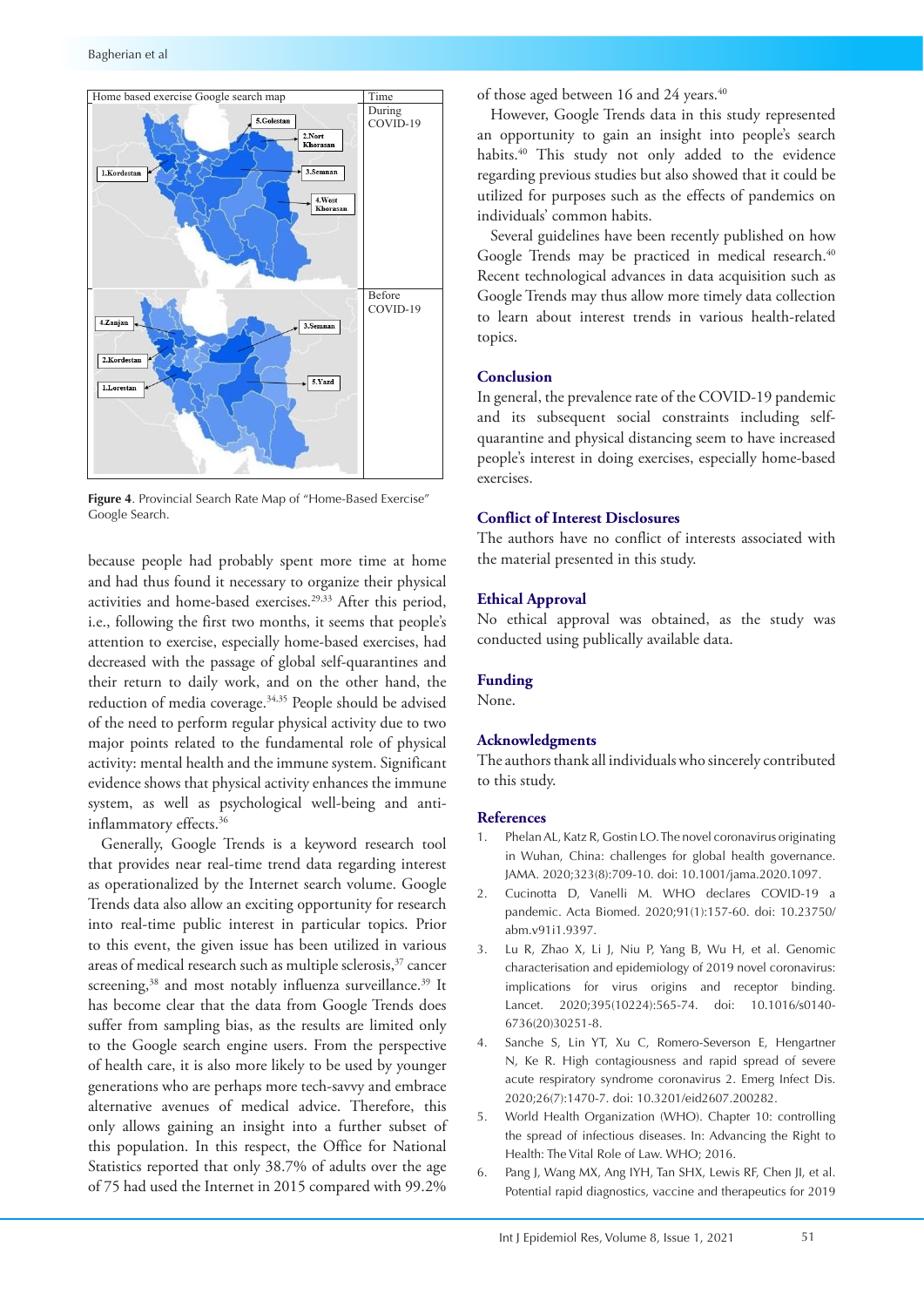Home based exercise Google search map

Time

During COVID-19

5.Golestan
2.Nort Khorasan
1.Kordestan
3.Semnan
4.West Khorasan

Before COVID-19

4.Zanjan
3.Semnan
2.Kordestan
1.Lorestan
5.Yazd

**Figure 4**. Provincial Search Rate Map of "Home-Based Exercise" Google Search.

because people had probably spent more time at home and had thus found it necessary to organize their physical activities and home-based exercises.[29,33] After this period, i.e., following the first two months, it seems that people's attention to exercise, especially home-based exercises, had decreased with the passage of global self-quarantines and their return to daily work, and on the other hand, the reduction of media coverage.[34,35] People should be advised of the need to perform regular physical activity due to two major points related to the fundamental role of physical activity: mental health and the immune system. Significant evidence shows that physical activity enhances the immune system, as well as psychological well-being and anti-inflammatory effects.[36]

Generally, Google Trends is a keyword research tool that provides near real-time trend data regarding interest as operationalized by the Internet search volume. Google Trends data also allow an exciting opportunity for research into real-time public interest in particular topics. Prior to this event, the given issue has been utilized in various areas of medical research such as multiple sclerosis,[37] cancer screening,[38] and most notably influenza surveillance.[39] It has become clear that the data from Google Trends does suffer from sampling bias, as the results are limited only to the Google search engine users. From the perspective of health care, it is also more likely to be used by younger generations who are perhaps more tech-savvy and embrace alternative avenues of medical advice. Therefore, this only allows gaining an insight into a further subset of this population. In this respect, the Office for National Statistics reported that only 38.7% of adults over the age of 75 had used the Internet in 2015 compared with 99.2% of those aged between 16 and 24 years.[40]

However, Google Trends data in this study represented an opportunity to gain an insight into people's search habits.[40] This study not only added to the evidence regarding previous studies but also showed that it could be utilized for purposes such as the effects of pandemics on individuals' common habits.

Several guidelines have been recently published on how Google Trends may be practiced in medical research.[40] Recent technological advances in data acquisition such as Google Trends may thus allow more timely data collection to learn about interest trends in various health-related topics.

## Conclusion

In general, the prevalence rate of the COVID-19 pandemic and its subsequent social constraints including self-quarantine and physical distancing seem to have increased people's interest in doing exercises, especially home-based exercises.

## Conflict of Interest Disclosures

The authors have no conflict of interests associated with the material presented in this study.

## Ethical Approval

No ethical approval was obtained, as the study was conducted using publically available data.

## Funding

None.

## Acknowledgments

The authors thank all individuals who sincerely contributed to this study.

## References

1. Phelan AL, Katz R, Gostin LO. The novel coronavirus originating in Wuhan, China: challenges for global health governance. JAMA. 2020;323(8):709-10. doi: 10.1001/jama.2020.1097.
2. Cucinotta D, Vanelli M. WHO declares COVID-19 a pandemic. Acta Biomed. 2020;91(1):157-60. doi: 10.23750/abm.v91i1.9397.
3. Lu R, Zhao X, Li J, Niu P, Yang B, Wu H, et al. Genomic characterisation and epidemiology of 2019 novel coronavirus: implications for virus origins and receptor binding. Lancet. 2020;395(10224):565-74. doi: 10.1016/s0140-6736(20)30251-8.
4. Sanche S, Lin YT, Xu C, Romero-Severson E, Hengartner N, Ke R. High contagiousness and rapid spread of severe acute respiratory syndrome coronavirus 2. Emerg Infect Dis. 2020;26(7):1470-7. doi: 10.3201/eid2607.200282.
5. World Health Organization (WHO). Chapter 10: controlling the spread of infectious diseases. In: Advancing the Right to Health: The Vital Role of Law. WHO; 2016.
6. Pang J, Wang MX, Ang IYH, Tan SHX, Lewis RF, Chen JI, et al. Potential rapid diagnostics, vaccine and therapeutics for 2019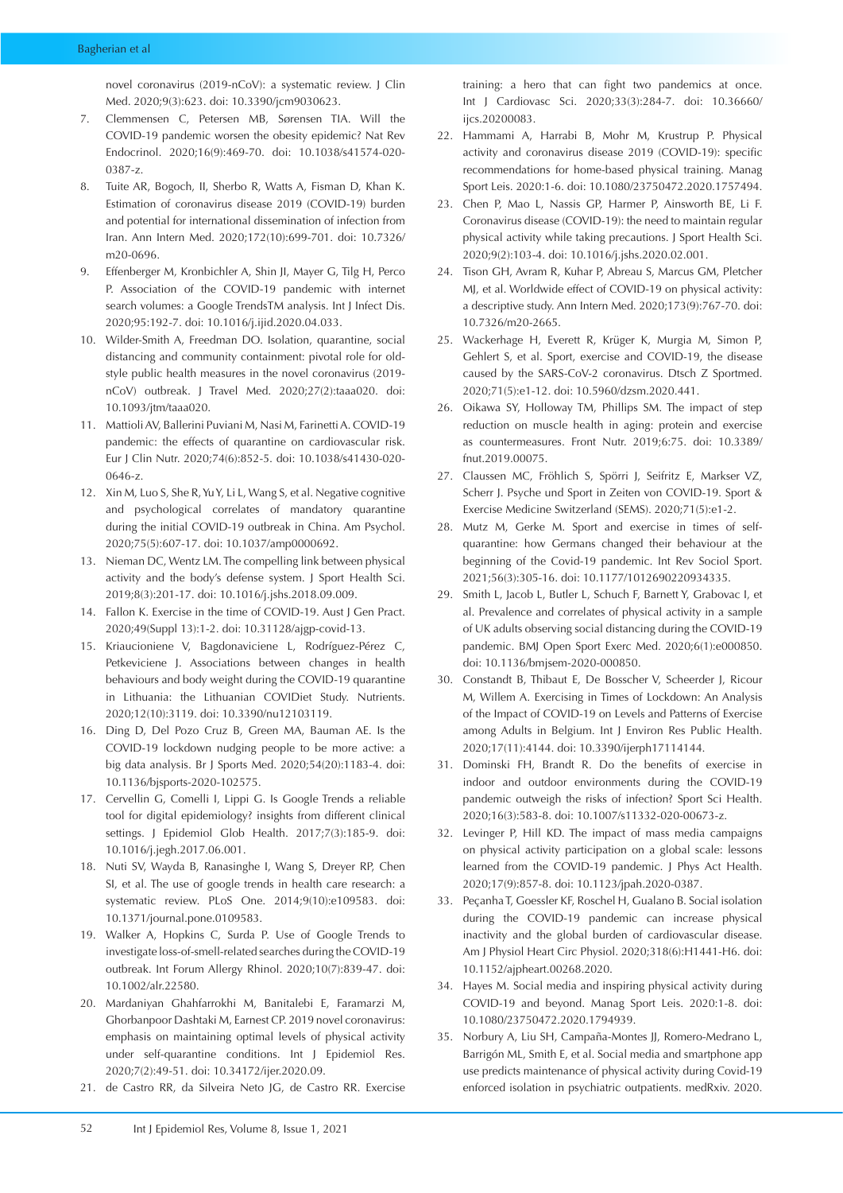novel coronavirus (2019-nCoV): a systematic review. J Clin Med. 2020;9(3):623. doi: 10.3390/jcm9030623.

7. Clemmensen C, Petersen MB, Sørensen TIA. Will the COVID-19 pandemic worsen the obesity epidemic? Nat Rev Endocrinol. 2020;16(9):469-70. doi: 10.1038/s41574-020-0387-z.
8. Tuite AR, Bogoch, II, Sherbo R, Watts A, Fisman D, Khan K. Estimation of coronavirus disease 2019 (COVID-19) burden and potential for international dissemination of infection from Iran. Ann Intern Med. 2020;172(10):699-701. doi: 10.7326/m20-0696.
9. Effenberger M, Kronbichler A, Shin JI, Mayer G, Tilg H, Perco P. Association of the COVID-19 pandemic with internet search volumes: a Google TrendsTM analysis. Int J Infect Dis. 2020;95:192-7. doi: 10.1016/j.ijid.2020.04.033.
10. Wilder-Smith A, Freedman DO. Isolation, quarantine, social distancing and community containment: pivotal role for old-style public health measures in the novel coronavirus (2019-nCoV) outbreak. J Travel Med. 2020;27(2):taaa020. doi: 10.1093/jtm/taaa020.
11. Mattioli AV, Ballerini Puviani M, Nasi M, Farinetti A. COVID-19 pandemic: the effects of quarantine on cardiovascular risk. Eur J Clin Nutr. 2020;74(6):852-5. doi: 10.1038/s41430-020-0646-z.
12. Xin M, Luo S, She R, Yu Y, Li L, Wang S, et al. Negative cognitive and psychological correlates of mandatory quarantine during the initial COVID-19 outbreak in China. Am Psychol. 2020;75(5):607-17. doi: 10.1037/amp0000692.
13. Nieman DC, Wentz LM. The compelling link between physical activity and the body's defense system. J Sport Health Sci. 2019;8(3):201-17. doi: 10.1016/j.jshs.2018.09.009.
14. Fallon K. Exercise in the time of COVID-19. Aust J Gen Pract. 2020;49(Suppl 13):1-2. doi: 10.31128/ajgp-covid-13.
15. Kriaucioniene V, Bagdonaviciene L, Rodríguez-Pérez C, Petkeviciene J. Associations between changes in health behaviours and body weight during the COVID-19 quarantine in Lithuania: the Lithuanian COVIDiet Study. Nutrients. 2020;12(10):3119. doi: 10.3390/nu12103119.
16. Ding D, Del Pozo Cruz B, Green MA, Bauman AE. Is the COVID-19 lockdown nudging people to be more active: a big data analysis. Br J Sports Med. 2020;54(20):1183-4. doi: 10.1136/bjsports-2020-102575.
17. Cervellin G, Comelli I, Lippi G. Is Google Trends a reliable tool for digital epidemiology? insights from different clinical settings. J Epidemiol Glob Health. 2017;7(3):185-9. doi: 10.1016/j.jegh.2017.06.001.
18. Nuti SV, Wayda B, Ranasinghe I, Wang S, Dreyer RP, Chen SI, et al. The use of google trends in health care research: a systematic review. PLoS One. 2014;9(10):e109583. doi: 10.1371/journal.pone.0109583.
19. Walker A, Hopkins C, Surda P. Use of Google Trends to investigate loss-of-smell-related searches during the COVID-19 outbreak. Int Forum Allergy Rhinol. 2020;10(7):839-47. doi: 10.1002/alr.22580.
20. Mardaniyan Ghahfarrokhi M, Banitalebi E, Faramarzi M, Ghorbanpoor Dashtaki M, Earnest CP. 2019 novel coronavirus: emphasis on maintaining optimal levels of physical activity under self-quarantine conditions. Int J Epidemiol Res. 2020;7(2):49-51. doi: 10.34172/ijer.2020.09.
21. de Castro RR, da Silveira Neto JG, de Castro RR. Exercise training: a hero that can fight two pandemics at once. Int J Cardiovasc Sci. 2020;33(3):284-7. doi: 10.36660/ijcs.20200083.
22. Hammami A, Harrabi B, Mohr M, Krustrup P. Physical activity and coronavirus disease 2019 (COVID-19): specific recommendations for home-based physical training. Manag Sport Leis. 2020:1-6. doi: 10.1080/23750472.2020.1757494.
23. Chen P, Mao L, Nassis GP, Harmer P, Ainsworth BE, Li F. Coronavirus disease (COVID-19): the need to maintain regular physical activity while taking precautions. J Sport Health Sci. 2020;9(2):103-4. doi: 10.1016/j.jshs.2020.02.001.
24. Tison GH, Avram R, Kuhar P, Abreau S, Marcus GM, Pletcher MJ, et al. Worldwide effect of COVID-19 on physical activity: a descriptive study. Ann Intern Med. 2020;173(9):767-70. doi: 10.7326/m20-2665.
25. Wackerhage H, Everett R, Krüger K, Murgia M, Simon P, Gehlert S, et al. Sport, exercise and COVID-19, the disease caused by the SARS-CoV-2 coronavirus. Dtsch Z Sportmed. 2020;71(5):e1-12. doi: 10.5960/dzsm.2020.441.
26. Oikawa SY, Holloway TM, Phillips SM. The impact of step reduction on muscle health in aging: protein and exercise as countermeasures. Front Nutr. 2019;6:75. doi: 10.3389/fnut.2019.00075.
27. Claussen MC, Fröhlich S, Spörri J, Seifritz E, Markser VZ, Scherr J. Psyche und Sport in Zeiten von COVID-19. Sport & Exercise Medicine Switzerland (SEMS). 2020;71(5):e1-2.
28. Mutz M, Gerke M. Sport and exercise in times of self-quarantine: how Germans changed their behaviour at the beginning of the Covid-19 pandemic. Int Rev Sociol Sport. 2021;56(3):305-16. doi: 10.1177/1012690220934335.
29. Smith L, Jacob L, Butler L, Schuch F, Barnett Y, Grabovac I, et al. Prevalence and correlates of physical activity in a sample of UK adults observing social distancing during the COVID-19 pandemic. BMJ Open Sport Exerc Med. 2020;6(1):e000850. doi: 10.1136/bmjsem-2020-000850.
30. Constandt B, Thibaut E, De Bosscher V, Scheerder J, Ricour M, Willem A. Exercising in Times of Lockdown: An Analysis of the Impact of COVID-19 on Levels and Patterns of Exercise among Adults in Belgium. Int J Environ Res Public Health. 2020;17(11):4144. doi: 10.3390/ijerph17114144.
31. Dominski FH, Brandt R. Do the benefits of exercise in indoor and outdoor environments during the COVID-19 pandemic outweigh the risks of infection? Sport Sci Health. 2020;16(3):583-8. doi: 10.1007/s11332-020-00673-z.
32. Levinger P, Hill KD. The impact of mass media campaigns on physical activity participation on a global scale: lessons learned from the COVID-19 pandemic. J Phys Act Health. 2020;17(9):857-8. doi: 10.1123/jpah.2020-0387.
33. Peçanha T, Goessler KF, Roschel H, Gualano B. Social isolation during the COVID-19 pandemic can increase physical inactivity and the global burden of cardiovascular disease. Am J Physiol Heart Circ Physiol. 2020;318(6):H1441-H6. doi: 10.1152/ajpheart.00268.2020.
34. Hayes M. Social media and inspiring physical activity during COVID-19 and beyond. Manag Sport Leis. 2020:1-8. doi: 10.1080/23750472.2020.1794939.
35. Norbury A, Liu SH, Campaña-Montes JJ, Romero-Medrano L, Barrigón ML, Smith E, et al. Social media and smartphone app use predicts maintenance of physical activity during Covid-19 enforced isolation in psychiatric outpatients. medRxiv. 2020.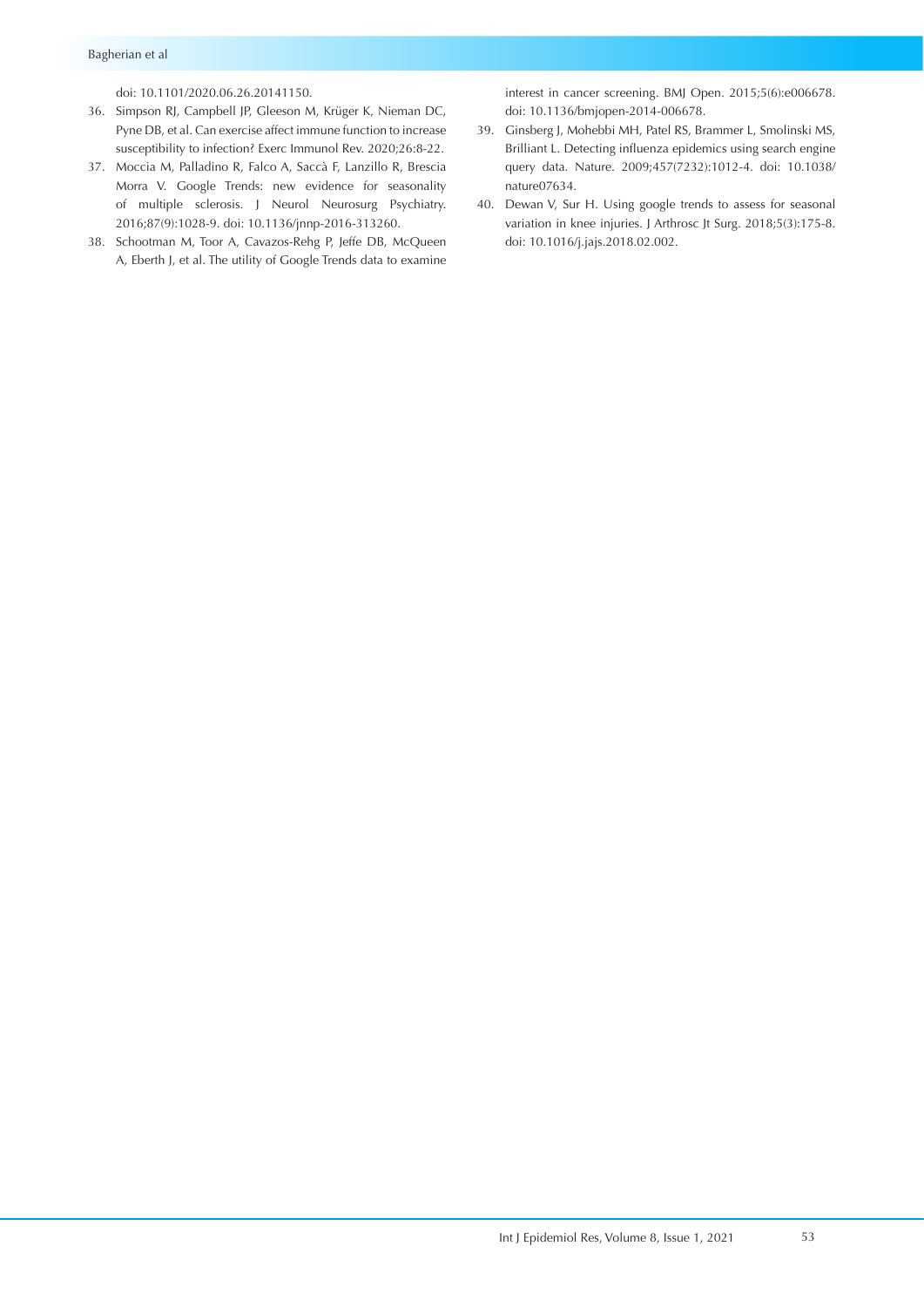doi: 10.1101/2020.06.26.20141150.

36. Simpson RJ, Campbell JP, Gleeson M, Krüger K, Nieman DC, Pyne DB, et al. Can exercise affect immune function to increase susceptibility to infection? Exerc Immunol Rev. 2020;26:8-22.
37. Moccia M, Palladino R, Falco A, Saccà F, Lanzillo R, Brescia Morra V. Google Trends: new evidence for seasonality of multiple sclerosis. J Neurol Neurosurg Psychiatry. 2016;87(9):1028-9. doi: 10.1136/jnnp-2016-313260.
38. Schootman M, Toor A, Cavazos-Rehg P, Jeffe DB, McQueen A, Eberth J, et al. The utility of Google Trends data to examine interest in cancer screening. BMJ Open. 2015;5(6):e006678. doi: 10.1136/bmjopen-2014-006678.
39. Ginsberg J, Mohebbi MH, Patel RS, Brammer L, Smolinski MS, Brilliant L. Detecting influenza epidemics using search engine query data. Nature. 2009;457(7232):1012-4. doi: 10.1038/nature07634.
40. Dewan V, Sur H. Using google trends to assess for seasonal variation in knee injuries. J Arthrosc Jt Surg. 2018;5(3):175-8. doi: 10.1016/j.jajs.2018.02.002.